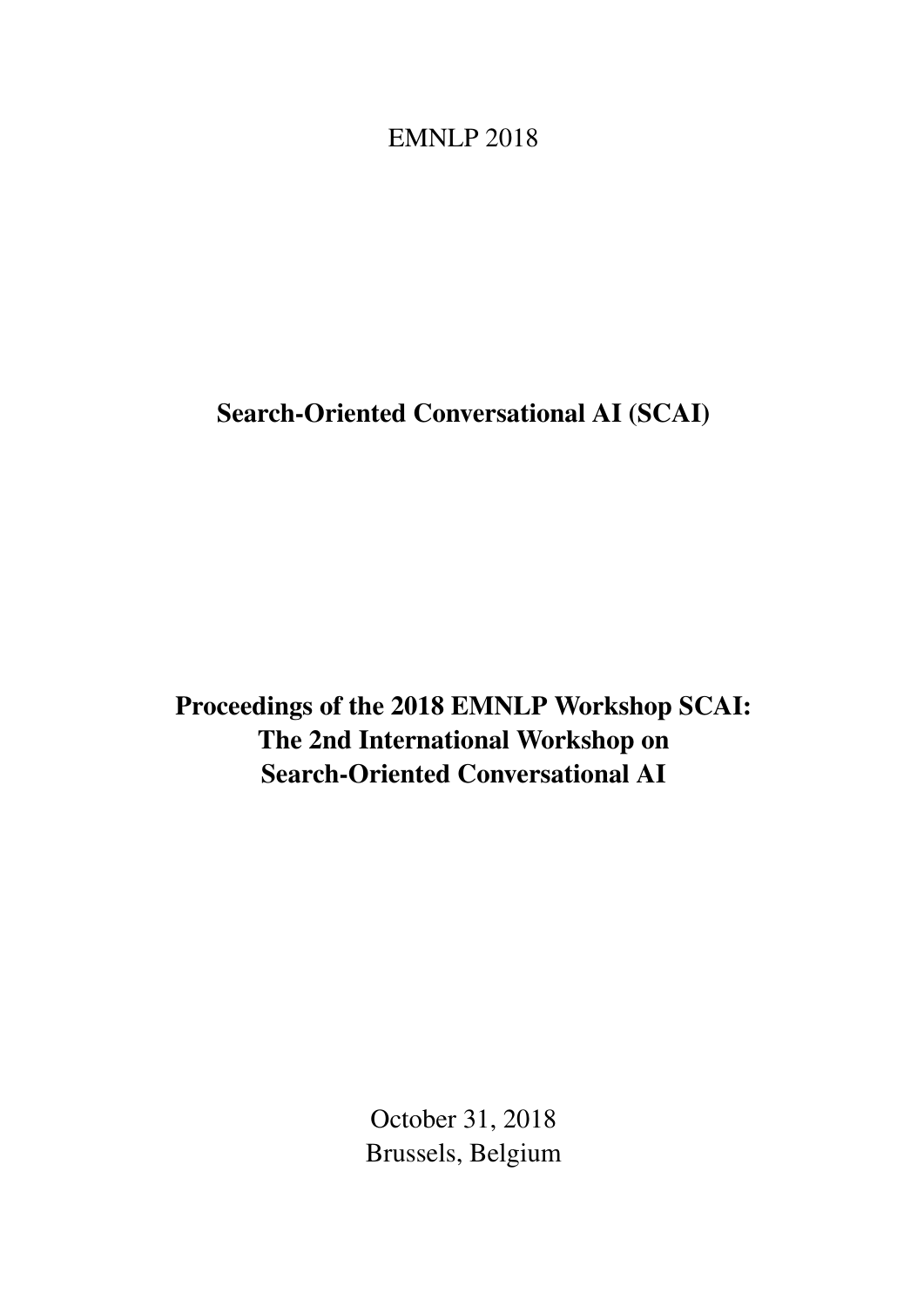EMNLP 2018

**Search-Oriented Conversational AI (SCAI)**

**Proceedings of the 2018 EMNLP Workshop SCAI:**
**The 2nd International Workshop on**
**Search-Oriented Conversational AI**

October 31, 2018
Brussels, Belgium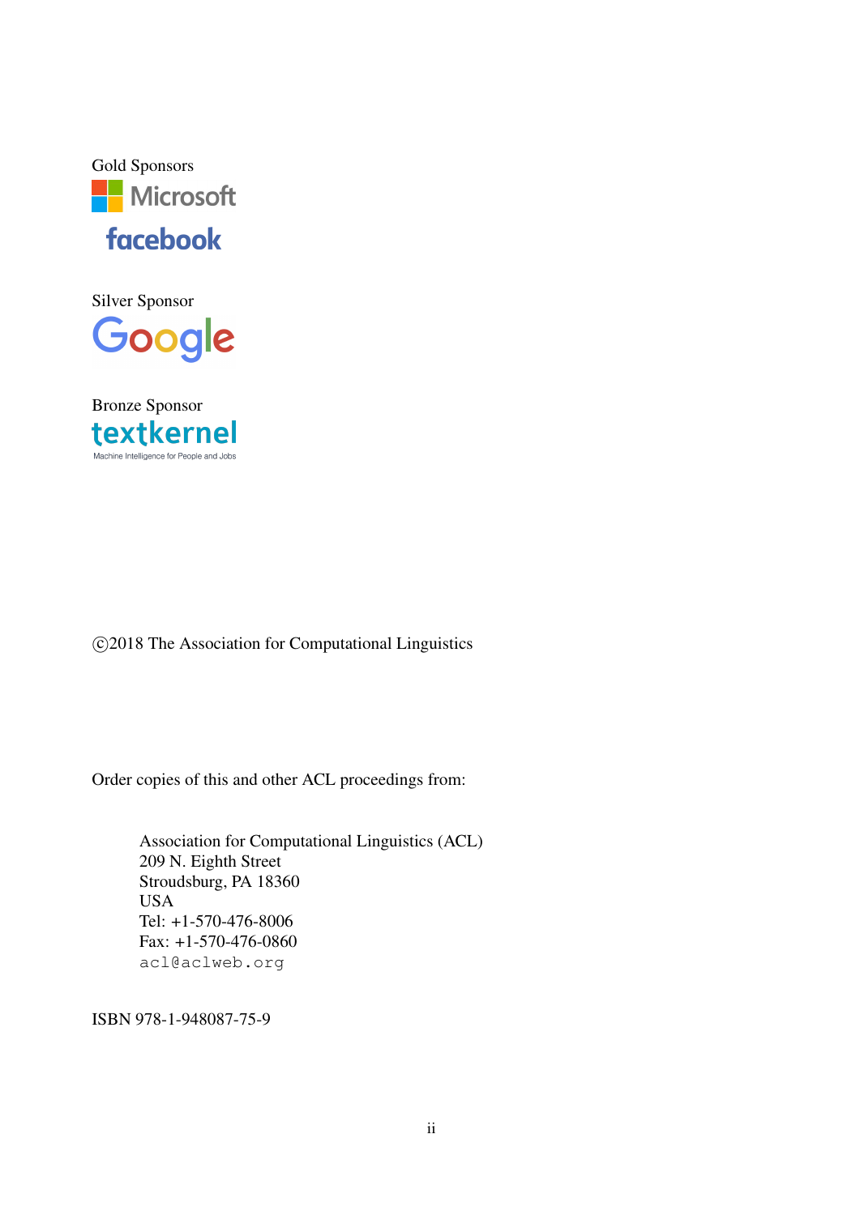Gold Sponsors

Microsoft

facebook

Silver Sponsor

Google

Bronze Sponsor

textkernel

Machine Intelligence for People and Jobs

©2018 The Association for Computational Linguistics

Order copies of this and other ACL proceedings from:

> Association for Computational Linguistics (ACL)
> 209 N. Eighth Street
> Stroudsburg, PA 18360
> USA
> Tel: +1-570-476-8006
> Fax: +1-570-476-0860
> acl@aclweb.org

ISBN 978-1-948087-75-9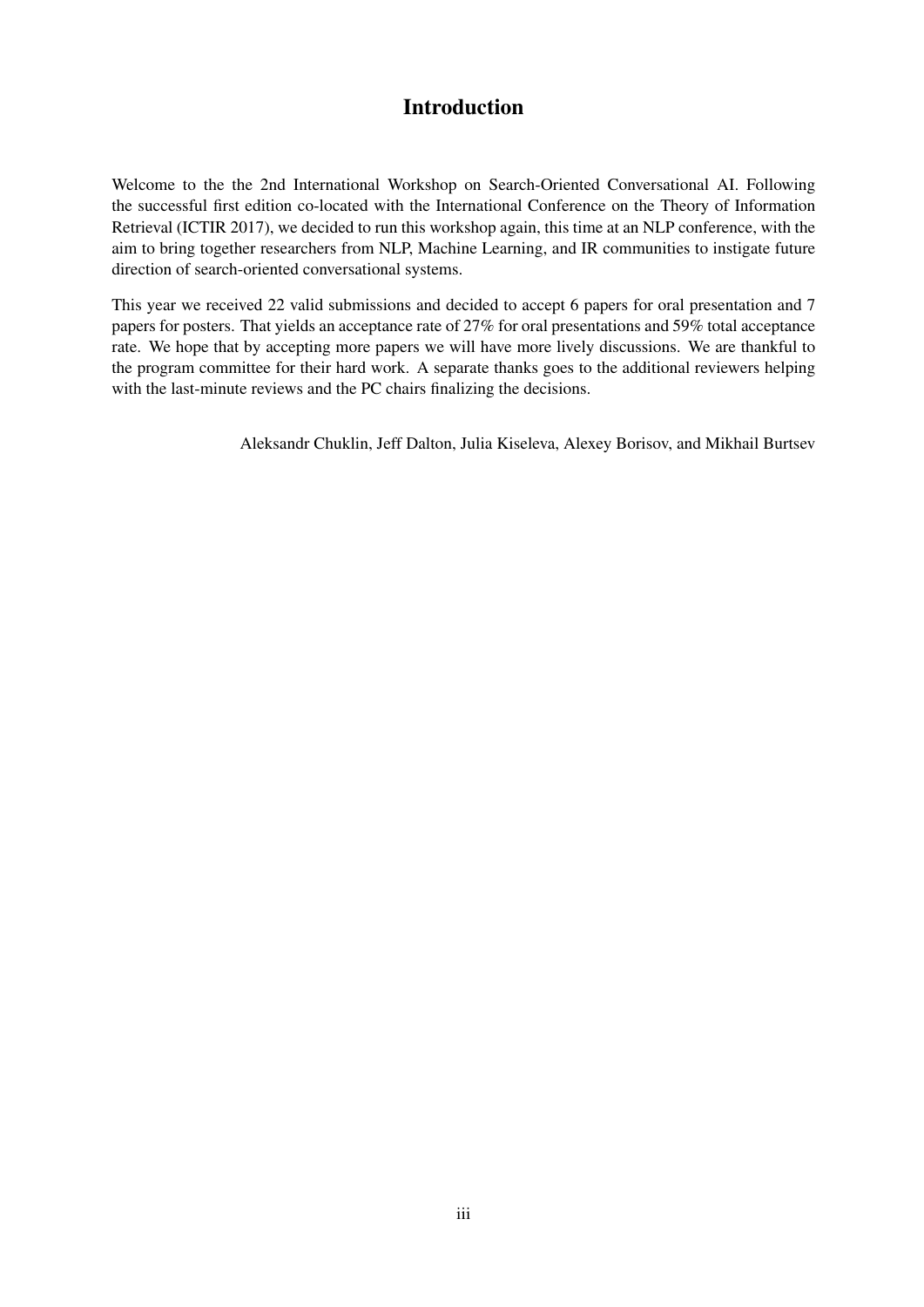# Introduction

Welcome to the the 2nd International Workshop on Search-Oriented Conversational AI. Following the successful first edition co-located with the International Conference on the Theory of Information Retrieval (ICTIR 2017), we decided to run this workshop again, this time at an NLP conference, with the aim to bring together researchers from NLP, Machine Learning, and IR communities to instigate future direction of search-oriented conversational systems.

This year we received 22 valid submissions and decided to accept 6 papers for oral presentation and 7 papers for posters. That yields an acceptance rate of 27% for oral presentations and 59% total acceptance rate. We hope that by accepting more papers we will have more lively discussions. We are thankful to the program committee for their hard work. A separate thanks goes to the additional reviewers helping with the last-minute reviews and the PC chairs finalizing the decisions.

Aleksandr Chuklin, Jeff Dalton, Julia Kiseleva, Alexey Borisov, and Mikhail Burtsev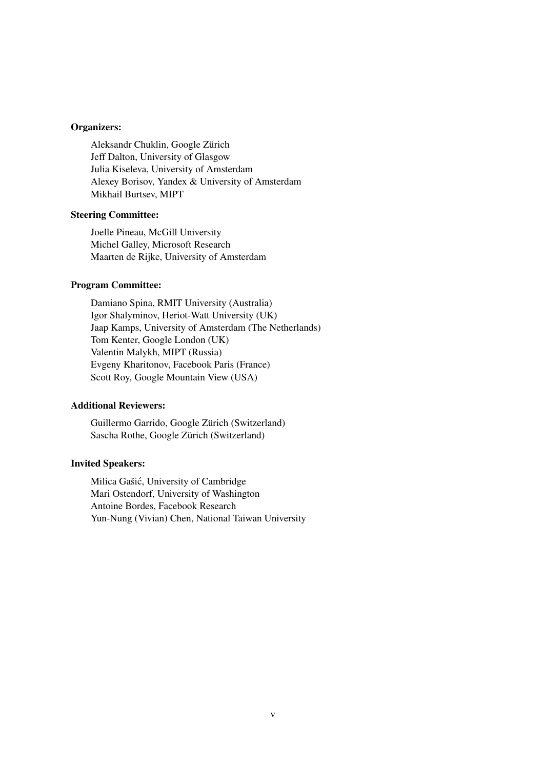**Organizers:**

Aleksandr Chuklin, Google Zürich
Jeff Dalton, University of Glasgow
Julia Kiseleva, University of Amsterdam
Alexey Borisov, Yandex & University of Amsterdam
Mikhail Burtsev, MIPT

**Steering Committee:**

Joelle Pineau, McGill University
Michel Galley, Microsoft Research
Maarten de Rijke, University of Amsterdam

**Program Committee:**

Damiano Spina, RMIT University (Australia)
Igor Shalyminov, Heriot-Watt University (UK)
Jaap Kamps, University of Amsterdam (The Netherlands)
Tom Kenter, Google London (UK)
Valentin Malykh, MIPT (Russia)
Evgeny Kharitonov, Facebook Paris (France)
Scott Roy, Google Mountain View (USA)

**Additional Reviewers:**

Guillermo Garrido, Google Zürich (Switzerland)
Sascha Rothe, Google Zürich (Switzerland)

**Invited Speakers:**

Milica Gašić, University of Cambridge
Mari Ostendorf, University of Washington
Antoine Bordes, Facebook Research
Yun-Nung (Vivian) Chen, National Taiwan University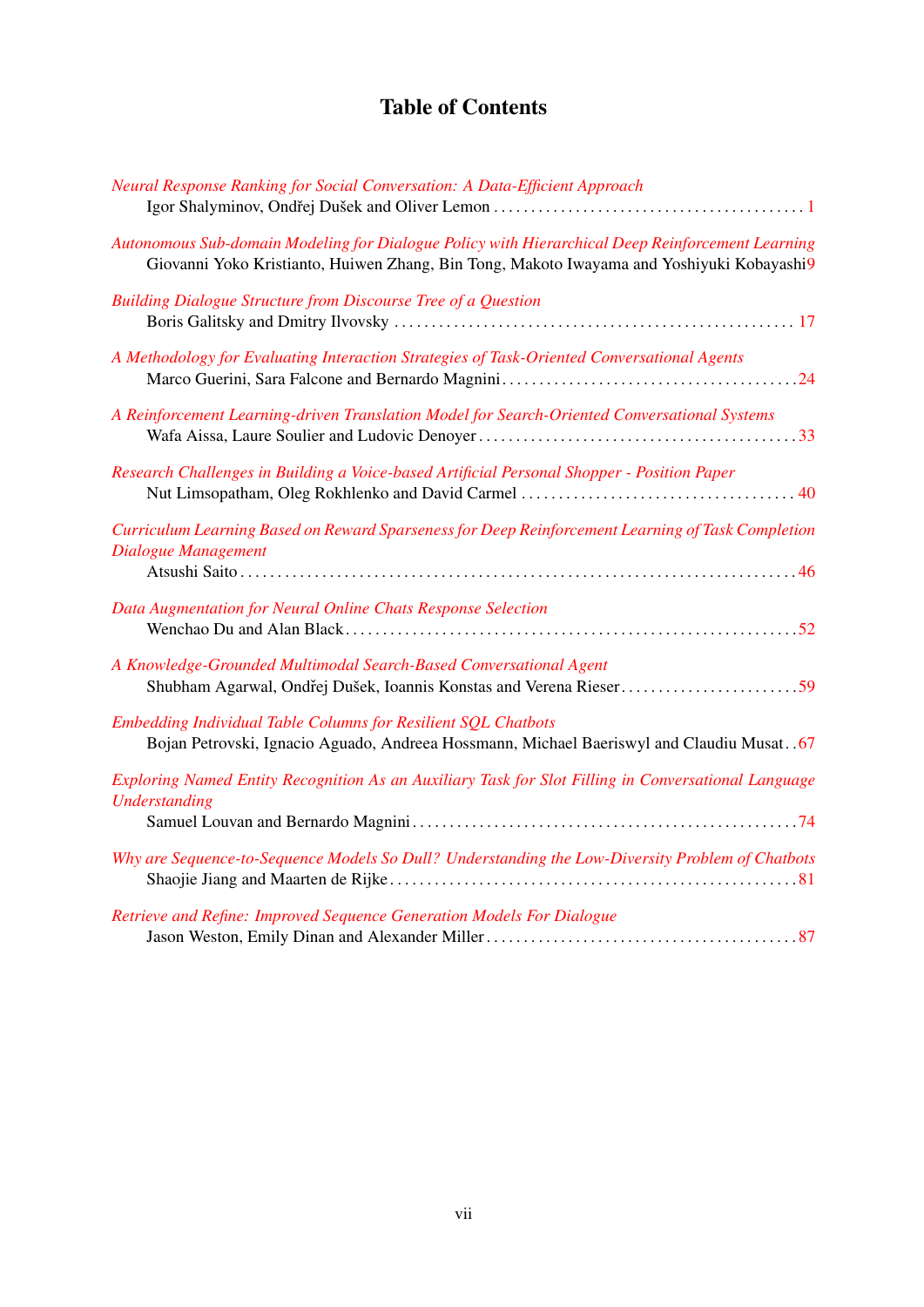# Table of Contents

*Neural Response Ranking for Social Conversation: A Data-Efficient Approach*
Igor Shalyminov, Ondřej Dušek and Oliver Lemon . . . . . . . . . . . . . . . . . . . . . . . . . . . . . . . . . . . . . . . . . . 1

*Autonomous Sub-domain Modeling for Dialogue Policy with Hierarchical Deep Reinforcement Learning*
Giovanni Yoko Kristianto, Huiwen Zhang, Bin Tong, Makoto Iwayama and Yoshiyuki Kobayashi 9

*Building Dialogue Structure from Discourse Tree of a Question*
Boris Galitsky and Dmitry Ilvovsky . . . . . . . . . . . . . . . . . . . . . . . . . . . . . . . . . . . . . . . . . . . . . . . . . . . . 17

*A Methodology for Evaluating Interaction Strategies of Task-Oriented Conversational Agents*
Marco Guerini, Sara Falcone and Bernardo Magnini . . . . . . . . . . . . . . . . . . . . . . . . . . . . . . . . . . . . . . . 24

*A Reinforcement Learning-driven Translation Model for Search-Oriented Conversational Systems*
Wafa Aissa, Laure Soulier and Ludovic Denoyer . . . . . . . . . . . . . . . . . . . . . . . . . . . . . . . . . . . . . . . . . . 33

*Research Challenges in Building a Voice-based Artificial Personal Shopper - Position Paper*
Nut Limsopatham, Oleg Rokhlenko and David Carmel . . . . . . . . . . . . . . . . . . . . . . . . . . . . . . . . . . . . . 40

*Curriculum Learning Based on Reward Sparseness for Deep Reinforcement Learning of Task Completion Dialogue Management*
Atsushi Saito . . . . . . . . . . . . . . . . . . . . . . . . . . . . . . . . . . . . . . . . . . . . . . . . . . . . . . . . . . . . . . . . . . . . . . . . 46

*Data Augmentation for Neural Online Chats Response Selection*
Wenchao Du and Alan Black . . . . . . . . . . . . . . . . . . . . . . . . . . . . . . . . . . . . . . . . . . . . . . . . . . . . . . . . . . . . 52

*A Knowledge-Grounded Multimodal Search-Based Conversational Agent*
Shubham Agarwal, Ondřej Dušek, Ioannis Konstas and Verena Rieser . . . . . . . . . . . . . . . . . . . . . . . . 59

*Embedding Individual Table Columns for Resilient SQL Chatbots*
Bojan Petrovski, Ignacio Aguado, Andreea Hossmann, Michael Baeriswyl and Claudiu Musat . . 67

*Exploring Named Entity Recognition As an Auxiliary Task for Slot Filling in Conversational Language Understanding*
Samuel Louvan and Bernardo Magnini . . . . . . . . . . . . . . . . . . . . . . . . . . . . . . . . . . . . . . . . . . . . . . . . . . . 74

*Why are Sequence-to-Sequence Models So Dull? Understanding the Low-Diversity Problem of Chatbots*
Shaojie Jiang and Maarten de Rijke . . . . . . . . . . . . . . . . . . . . . . . . . . . . . . . . . . . . . . . . . . . . . . . . . . . . . . 81

*Retrieve and Refine: Improved Sequence Generation Models For Dialogue*
Jason Weston, Emily Dinan and Alexander Miller . . . . . . . . . . . . . . . . . . . . . . . . . . . . . . . . . . . . . . . . . . 87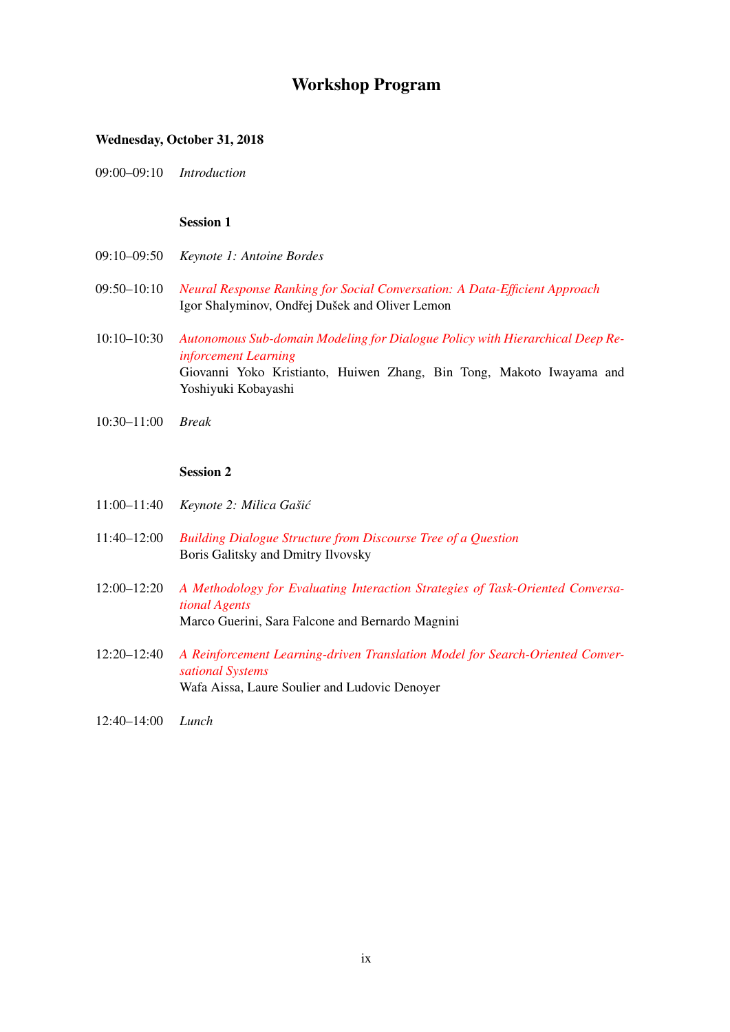# Workshop Program

**Wednesday, October 31, 2018**

09:00–09:10 *Introduction*

**Session 1**

09:10–09:50 *Keynote 1: Antoine Bordes*

09:50–10:10 *Neural Response Ranking for Social Conversation: A Data-Efficient Approach*
Igor Shalyminov, Ondřej Dušek and Oliver Lemon

10:10–10:30 *Autonomous Sub-domain Modeling for Dialogue Policy with Hierarchical Deep Reinforcement Learning*
Giovanni Yoko Kristianto, Huiwen Zhang, Bin Tong, Makoto Iwayama and Yoshiyuki Kobayashi

10:30–11:00 *Break*

**Session 2**

11:00–11:40 *Keynote 2: Milica Gašić*

11:40–12:00 *Building Dialogue Structure from Discourse Tree of a Question*
Boris Galitsky and Dmitry Ilvovsky

12:00–12:20 *A Methodology for Evaluating Interaction Strategies of Task-Oriented Conversational Agents*
Marco Guerini, Sara Falcone and Bernardo Magnini

12:20–12:40 *A Reinforcement Learning-driven Translation Model for Search-Oriented Conversational Systems*
Wafa Aissa, Laure Soulier and Ludovic Denoyer

12:40–14:00 *Lunch*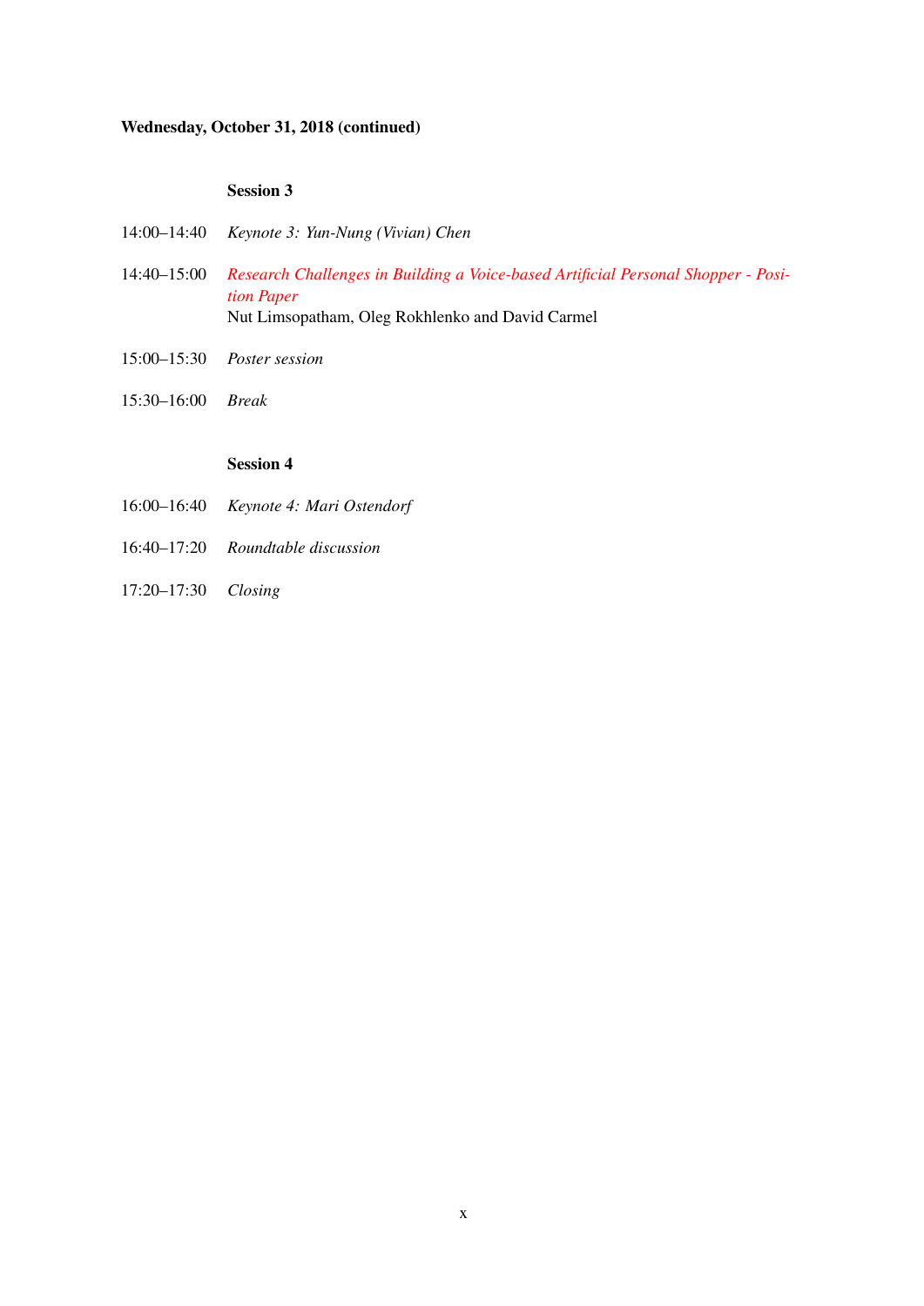**Wednesday, October 31, 2018 (continued)**

**Session 3**

14:00–14:40 *Keynote 3: Yun-Nung (Vivian) Chen*

14:40–15:00 *Research Challenges in Building a Voice-based Artificial Personal Shopper - Position Paper*
Nut Limsopatham, Oleg Rokhlenko and David Carmel

15:00–15:30 *Poster session*

15:30–16:00 *Break*

**Session 4**

16:00–16:40 *Keynote 4: Mari Ostendorf*

16:40–17:20 *Roundtable discussion*

17:20–17:30 *Closing*